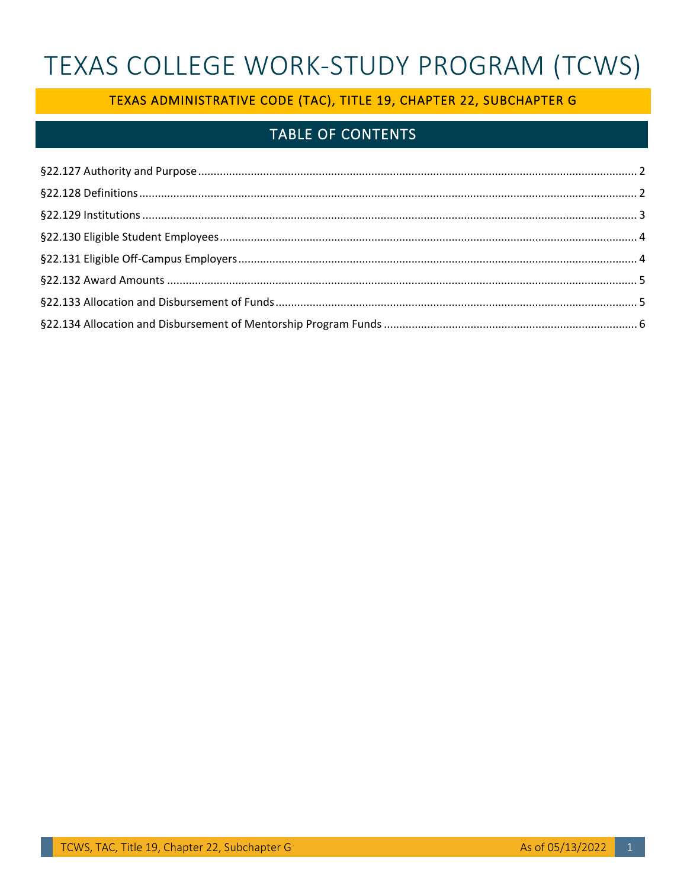# TEXAS COLLEGE WORK-STUDY PROGRAM (TCWS)

## TEXAS ADMINISTRATIVE CODE (TAC), TITLE 19, CHAPTER 22, SUBCHAPTER G

## TABLE OF CONTENTS

§22.127 Authority and Purpose ........ 2

§22.128 Definitions ........ 2

§22.129 Institutions ........ 3

§22.130 Eligible Student Employees ........ 4

§22.131 Eligible Off-Campus Employers ........ 4

§22.132 Award Amounts ........ 5

§22.133 Allocation and Disbursement of Funds ........ 5

§22.134 Allocation and Disbursement of Mentorship Program Funds ........ 6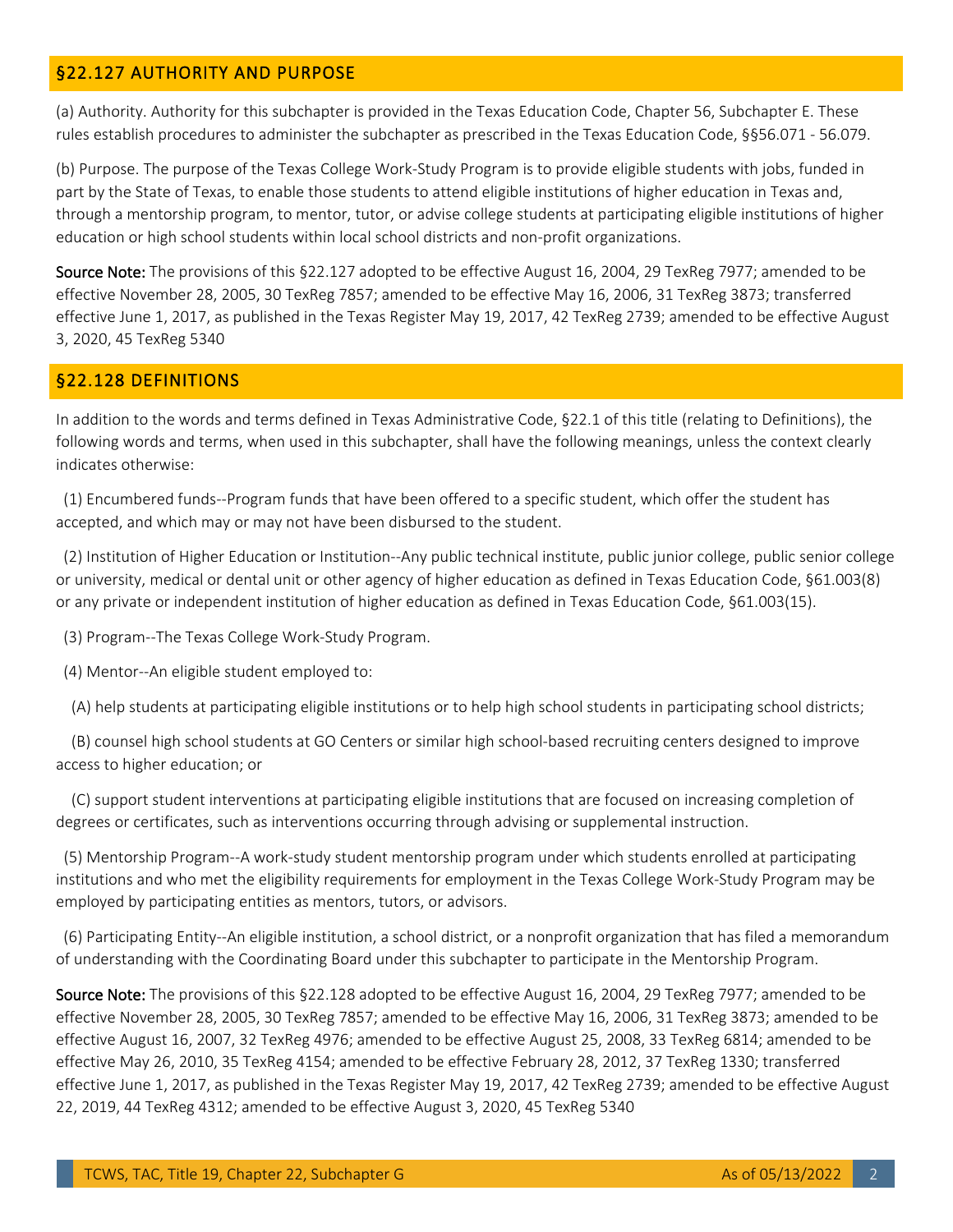## §22.127 AUTHORITY AND PURPOSE

(a) Authority. Authority for this subchapter is provided in the Texas Education Code, Chapter 56, Subchapter E. These rules establish procedures to administer the subchapter as prescribed in the Texas Education Code, §§56.071 - 56.079.

(b) Purpose. The purpose of the Texas College Work-Study Program is to provide eligible students with jobs, funded in part by the State of Texas, to enable those students to attend eligible institutions of higher education in Texas and, through a mentorship program, to mentor, tutor, or advise college students at participating eligible institutions of higher education or high school students within local school districts and non-profit organizations.

**Source Note:** The provisions of this §22.127 adopted to be effective August 16, 2004, 29 TexReg 7977; amended to be effective November 28, 2005, 30 TexReg 7857; amended to be effective May 16, 2006, 31 TexReg 3873; transferred effective June 1, 2017, as published in the Texas Register May 19, 2017, 42 TexReg 2739; amended to be effective August 3, 2020, 45 TexReg 5340

## §22.128 DEFINITIONS

In addition to the words and terms defined in Texas Administrative Code, §22.1 of this title (relating to Definitions), the following words and terms, when used in this subchapter, shall have the following meanings, unless the context clearly indicates otherwise:

(1) Encumbered funds--Program funds that have been offered to a specific student, which offer the student has accepted, and which may or may not have been disbursed to the student.

(2) Institution of Higher Education or Institution--Any public technical institute, public junior college, public senior college or university, medical or dental unit or other agency of higher education as defined in Texas Education Code, §61.003(8) or any private or independent institution of higher education as defined in Texas Education Code, §61.003(15).

(3) Program--The Texas College Work-Study Program.

(4) Mentor--An eligible student employed to:

(A) help students at participating eligible institutions or to help high school students in participating school districts;

(B) counsel high school students at GO Centers or similar high school-based recruiting centers designed to improve access to higher education; or

(C) support student interventions at participating eligible institutions that are focused on increasing completion of degrees or certificates, such as interventions occurring through advising or supplemental instruction.

(5) Mentorship Program--A work-study student mentorship program under which students enrolled at participating institutions and who met the eligibility requirements for employment in the Texas College Work-Study Program may be employed by participating entities as mentors, tutors, or advisors.

(6) Participating Entity--An eligible institution, a school district, or a nonprofit organization that has filed a memorandum of understanding with the Coordinating Board under this subchapter to participate in the Mentorship Program.

**Source Note:** The provisions of this §22.128 adopted to be effective August 16, 2004, 29 TexReg 7977; amended to be effective November 28, 2005, 30 TexReg 7857; amended to be effective May 16, 2006, 31 TexReg 3873; amended to be effective August 16, 2007, 32 TexReg 4976; amended to be effective August 25, 2008, 33 TexReg 6814; amended to be effective May 26, 2010, 35 TexReg 4154; amended to be effective February 28, 2012, 37 TexReg 1330; transferred effective June 1, 2017, as published in the Texas Register May 19, 2017, 42 TexReg 2739; amended to be effective August 22, 2019, 44 TexReg 4312; amended to be effective August 3, 2020, 45 TexReg 5340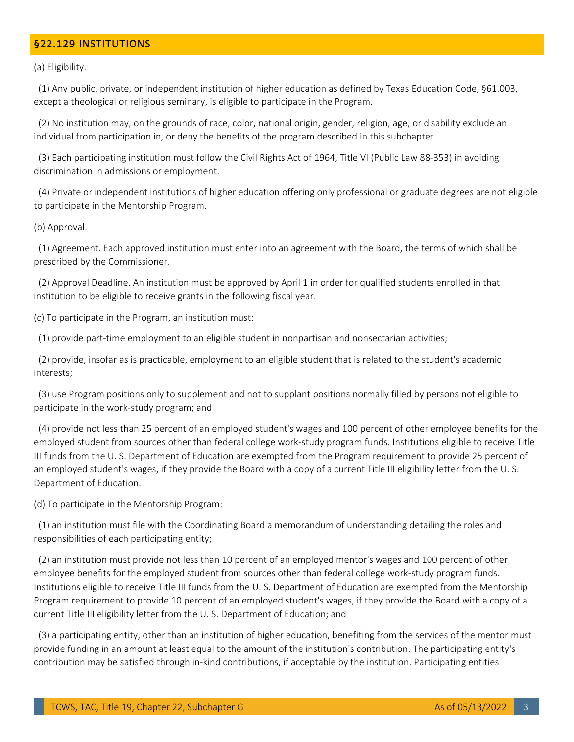## §22.129 INSTITUTIONS

(a) Eligibility.

(1) Any public, private, or independent institution of higher education as defined by Texas Education Code, §61.003, except a theological or religious seminary, is eligible to participate in the Program.

(2) No institution may, on the grounds of race, color, national origin, gender, religion, age, or disability exclude an individual from participation in, or deny the benefits of the program described in this subchapter.

(3) Each participating institution must follow the Civil Rights Act of 1964, Title VI (Public Law 88-353) in avoiding discrimination in admissions or employment.

(4) Private or independent institutions of higher education offering only professional or graduate degrees are not eligible to participate in the Mentorship Program.

(b) Approval.

(1) Agreement. Each approved institution must enter into an agreement with the Board, the terms of which shall be prescribed by the Commissioner.

(2) Approval Deadline. An institution must be approved by April 1 in order for qualified students enrolled in that institution to be eligible to receive grants in the following fiscal year.

(c) To participate in the Program, an institution must:

(1) provide part-time employment to an eligible student in nonpartisan and nonsectarian activities;

(2) provide, insofar as is practicable, employment to an eligible student that is related to the student's academic interests;

(3) use Program positions only to supplement and not to supplant positions normally filled by persons not eligible to participate in the work-study program; and

(4) provide not less than 25 percent of an employed student's wages and 100 percent of other employee benefits for the employed student from sources other than federal college work-study program funds. Institutions eligible to receive Title III funds from the U. S. Department of Education are exempted from the Program requirement to provide 25 percent of an employed student's wages, if they provide the Board with a copy of a current Title III eligibility letter from the U. S. Department of Education.

(d) To participate in the Mentorship Program:

(1) an institution must file with the Coordinating Board a memorandum of understanding detailing the roles and responsibilities of each participating entity;

(2) an institution must provide not less than 10 percent of an employed mentor's wages and 100 percent of other employee benefits for the employed student from sources other than federal college work-study program funds. Institutions eligible to receive Title III funds from the U. S. Department of Education are exempted from the Mentorship Program requirement to provide 10 percent of an employed student's wages, if they provide the Board with a copy of a current Title III eligibility letter from the U. S. Department of Education; and

(3) a participating entity, other than an institution of higher education, benefiting from the services of the mentor must provide funding in an amount at least equal to the amount of the institution's contribution. The participating entity's contribution may be satisfied through in-kind contributions, if acceptable by the institution. Participating entities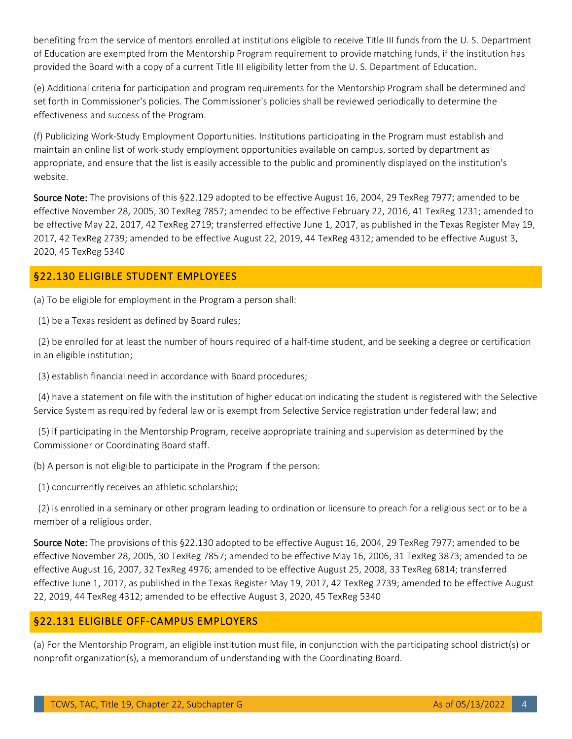benefiting from the service of mentors enrolled at institutions eligible to receive Title III funds from the U. S. Department of Education are exempted from the Mentorship Program requirement to provide matching funds, if the institution has provided the Board with a copy of a current Title III eligibility letter from the U. S. Department of Education.

(e) Additional criteria for participation and program requirements for the Mentorship Program shall be determined and set forth in Commissioner's policies. The Commissioner's policies shall be reviewed periodically to determine the effectiveness and success of the Program.

(f) Publicizing Work-Study Employment Opportunities. Institutions participating in the Program must establish and maintain an online list of work-study employment opportunities available on campus, sorted by department as appropriate, and ensure that the list is easily accessible to the public and prominently displayed on the institution's website.

**Source Note:** The provisions of this §22.129 adopted to be effective August 16, 2004, 29 TexReg 7977; amended to be effective November 28, 2005, 30 TexReg 7857; amended to be effective February 22, 2016, 41 TexReg 1231; amended to be effective May 22, 2017, 42 TexReg 2719; transferred effective June 1, 2017, as published in the Texas Register May 19, 2017, 42 TexReg 2739; amended to be effective August 22, 2019, 44 TexReg 4312; amended to be effective August 3, 2020, 45 TexReg 5340

## §22.130 ELIGIBLE STUDENT EMPLOYEES

(a) To be eligible for employment in the Program a person shall:

(1) be a Texas resident as defined by Board rules;

(2) be enrolled for at least the number of hours required of a half-time student, and be seeking a degree or certification in an eligible institution;

(3) establish financial need in accordance with Board procedures;

(4) have a statement on file with the institution of higher education indicating the student is registered with the Selective Service System as required by federal law or is exempt from Selective Service registration under federal law; and

(5) if participating in the Mentorship Program, receive appropriate training and supervision as determined by the Commissioner or Coordinating Board staff.

(b) A person is not eligible to participate in the Program if the person:

(1) concurrently receives an athletic scholarship;

(2) is enrolled in a seminary or other program leading to ordination or licensure to preach for a religious sect or to be a member of a religious order.

**Source Note:** The provisions of this §22.130 adopted to be effective August 16, 2004, 29 TexReg 7977; amended to be effective November 28, 2005, 30 TexReg 7857; amended to be effective May 16, 2006, 31 TexReg 3873; amended to be effective August 16, 2007, 32 TexReg 4976; amended to be effective August 25, 2008, 33 TexReg 6814; transferred effective June 1, 2017, as published in the Texas Register May 19, 2017, 42 TexReg 2739; amended to be effective August 22, 2019, 44 TexReg 4312; amended to be effective August 3, 2020, 45 TexReg 5340

## §22.131 ELIGIBLE OFF-CAMPUS EMPLOYERS

(a) For the Mentorship Program, an eligible institution must file, in conjunction with the participating school district(s) or nonprofit organization(s), a memorandum of understanding with the Coordinating Board.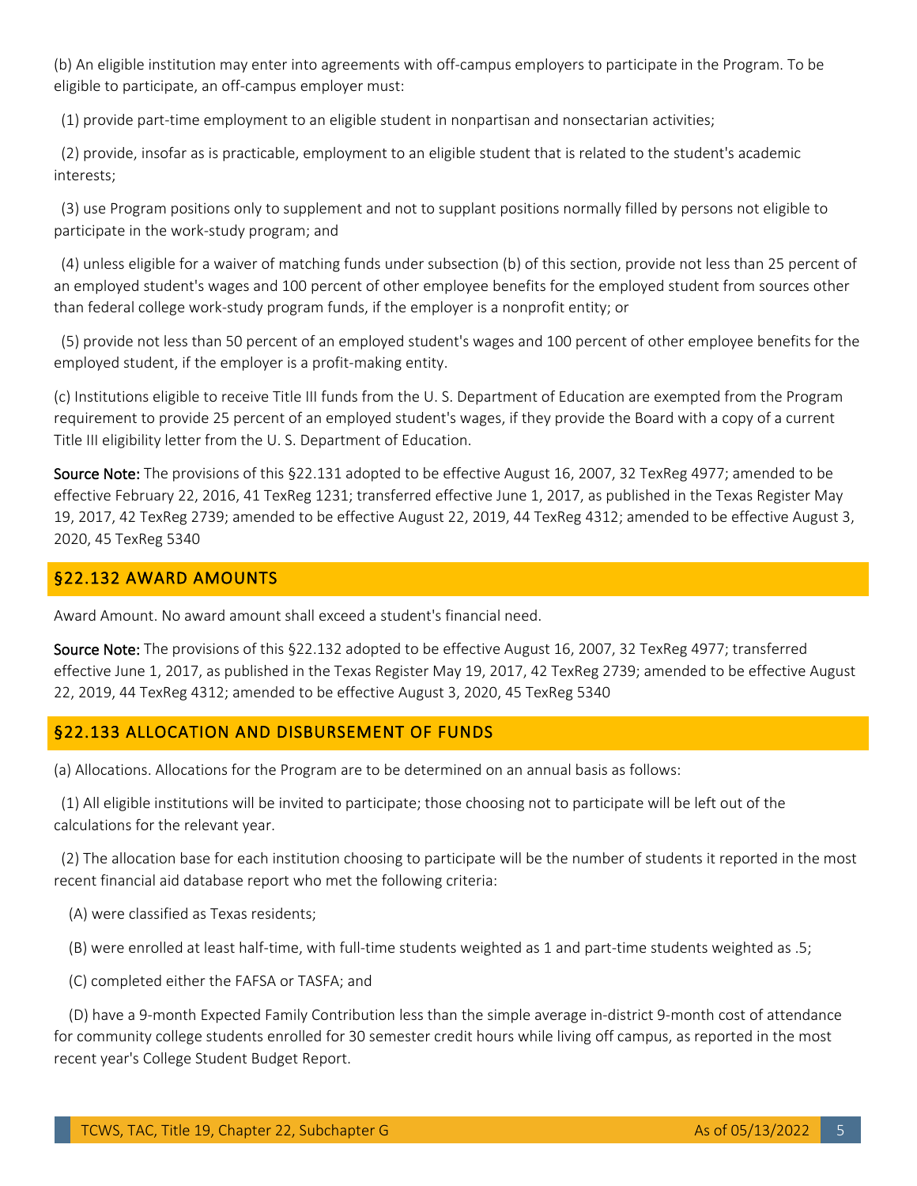(b) An eligible institution may enter into agreements with off-campus employers to participate in the Program. To be eligible to participate, an off-campus employer must:

(1) provide part-time employment to an eligible student in nonpartisan and nonsectarian activities;

(2) provide, insofar as is practicable, employment to an eligible student that is related to the student's academic interests;

(3) use Program positions only to supplement and not to supplant positions normally filled by persons not eligible to participate in the work-study program; and

(4) unless eligible for a waiver of matching funds under subsection (b) of this section, provide not less than 25 percent of an employed student's wages and 100 percent of other employee benefits for the employed student from sources other than federal college work-study program funds, if the employer is a nonprofit entity; or

(5) provide not less than 50 percent of an employed student's wages and 100 percent of other employee benefits for the employed student, if the employer is a profit-making entity.

(c) Institutions eligible to receive Title III funds from the U. S. Department of Education are exempted from the Program requirement to provide 25 percent of an employed student's wages, if they provide the Board with a copy of a current Title III eligibility letter from the U. S. Department of Education.

**Source Note:** The provisions of this §22.131 adopted to be effective August 16, 2007, 32 TexReg 4977; amended to be effective February 22, 2016, 41 TexReg 1231; transferred effective June 1, 2017, as published in the Texas Register May 19, 2017, 42 TexReg 2739; amended to be effective August 22, 2019, 44 TexReg 4312; amended to be effective August 3, 2020, 45 TexReg 5340

## §22.132 AWARD AMOUNTS

Award Amount. No award amount shall exceed a student's financial need.

**Source Note:** The provisions of this §22.132 adopted to be effective August 16, 2007, 32 TexReg 4977; transferred effective June 1, 2017, as published in the Texas Register May 19, 2017, 42 TexReg 2739; amended to be effective August 22, 2019, 44 TexReg 4312; amended to be effective August 3, 2020, 45 TexReg 5340

## §22.133 ALLOCATION AND DISBURSEMENT OF FUNDS

(a) Allocations. Allocations for the Program are to be determined on an annual basis as follows:

(1) All eligible institutions will be invited to participate; those choosing not to participate will be left out of the calculations for the relevant year.

(2) The allocation base for each institution choosing to participate will be the number of students it reported in the most recent financial aid database report who met the following criteria:

(A) were classified as Texas residents;

(B) were enrolled at least half-time, with full-time students weighted as 1 and part-time students weighted as .5;

(C) completed either the FAFSA or TASFA; and

(D) have a 9-month Expected Family Contribution less than the simple average in-district 9-month cost of attendance for community college students enrolled for 30 semester credit hours while living off campus, as reported in the most recent year's College Student Budget Report.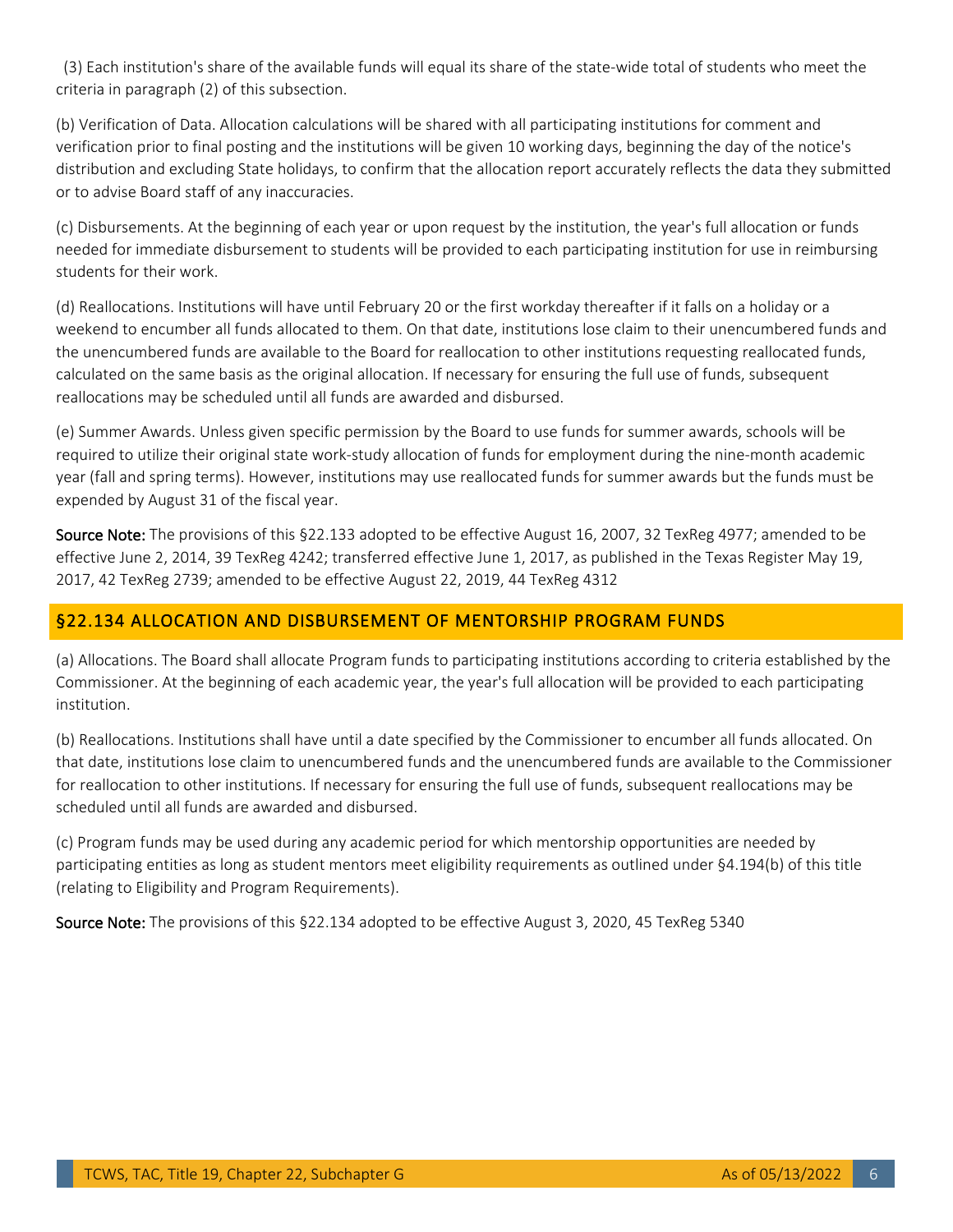(3) Each institution's share of the available funds will equal its share of the state-wide total of students who meet the criteria in paragraph (2) of this subsection.

(b) Verification of Data. Allocation calculations will be shared with all participating institutions for comment and verification prior to final posting and the institutions will be given 10 working days, beginning the day of the notice's distribution and excluding State holidays, to confirm that the allocation report accurately reflects the data they submitted or to advise Board staff of any inaccuracies.

(c) Disbursements. At the beginning of each year or upon request by the institution, the year's full allocation or funds needed for immediate disbursement to students will be provided to each participating institution for use in reimbursing students for their work.

(d) Reallocations. Institutions will have until February 20 or the first workday thereafter if it falls on a holiday or a weekend to encumber all funds allocated to them. On that date, institutions lose claim to their unencumbered funds and the unencumbered funds are available to the Board for reallocation to other institutions requesting reallocated funds, calculated on the same basis as the original allocation. If necessary for ensuring the full use of funds, subsequent reallocations may be scheduled until all funds are awarded and disbursed.

(e) Summer Awards. Unless given specific permission by the Board to use funds for summer awards, schools will be required to utilize their original state work-study allocation of funds for employment during the nine-month academic year (fall and spring terms). However, institutions may use reallocated funds for summer awards but the funds must be expended by August 31 of the fiscal year.

**Source Note:** The provisions of this §22.133 adopted to be effective August 16, 2007, 32 TexReg 4977; amended to be effective June 2, 2014, 39 TexReg 4242; transferred effective June 1, 2017, as published in the Texas Register May 19, 2017, 42 TexReg 2739; amended to be effective August 22, 2019, 44 TexReg 4312

## §22.134 ALLOCATION AND DISBURSEMENT OF MENTORSHIP PROGRAM FUNDS

(a) Allocations. The Board shall allocate Program funds to participating institutions according to criteria established by the Commissioner. At the beginning of each academic year, the year's full allocation will be provided to each participating institution.

(b) Reallocations. Institutions shall have until a date specified by the Commissioner to encumber all funds allocated. On that date, institutions lose claim to unencumbered funds and the unencumbered funds are available to the Commissioner for reallocation to other institutions. If necessary for ensuring the full use of funds, subsequent reallocations may be scheduled until all funds are awarded and disbursed.

(c) Program funds may be used during any academic period for which mentorship opportunities are needed by participating entities as long as student mentors meet eligibility requirements as outlined under §4.194(b) of this title (relating to Eligibility and Program Requirements).

**Source Note:** The provisions of this §22.134 adopted to be effective August 3, 2020, 45 TexReg 5340